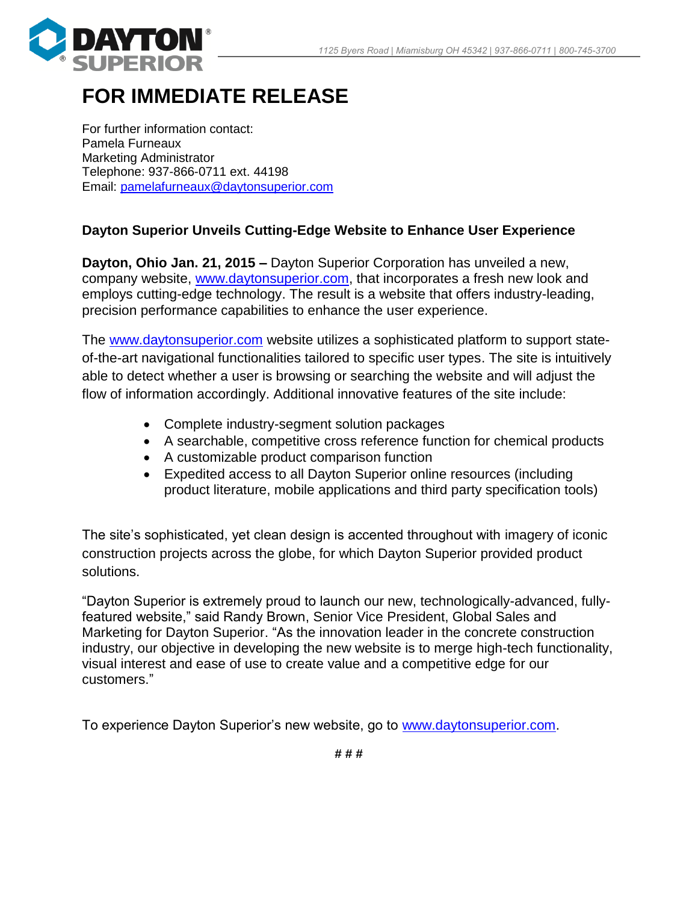# FOR IMMEDIATE RELEASE

For further information contact:
Pamela Furneaux
Marketing Administrator
Telephone: 937-866-0711 ext. 44198
Email: pamelafurneaux@daytonsuperior.com

### Dayton Superior Unveils Cutting-Edge Website to Enhance User Experience

**Dayton, Ohio Jan. 21, 2015 –** Dayton Superior Corporation has unveiled a new, company website, www.daytonsuperior.com, that incorporates a fresh new look and employs cutting-edge technology. The result is a website that offers industry-leading, precision performance capabilities to enhance the user experience.

The www.daytonsuperior.com website utilizes a sophisticated platform to support state-of-the-art navigational functionalities tailored to specific user types. The site is intuitively able to detect whether a user is browsing or searching the website and will adjust the flow of information accordingly. Additional innovative features of the site include:

- Complete industry-segment solution packages
- A searchable, competitive cross reference function for chemical products
- A customizable product comparison function
- Expedited access to all Dayton Superior online resources (including product literature, mobile applications and third party specification tools)

The site's sophisticated, yet clean design is accented throughout with imagery of iconic construction projects across the globe, for which Dayton Superior provided product solutions.

"Dayton Superior is extremely proud to launch our new, technologically-advanced, fully-featured website," said Randy Brown, Senior Vice President, Global Sales and Marketing for Dayton Superior. "As the innovation leader in the concrete construction industry, our objective in developing the new website is to merge high-tech functionality, visual interest and ease of use to create value and a competitive edge for our customers."

To experience Dayton Superior's new website, go to www.daytonsuperior.com.

# # #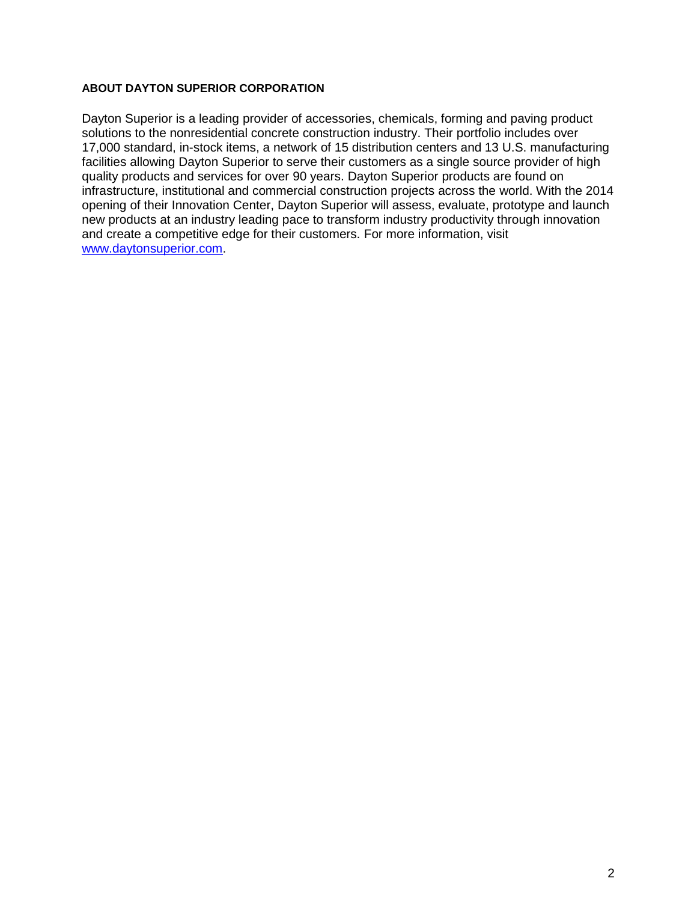**ABOUT DAYTON SUPERIOR CORPORATION**

Dayton Superior is a leading provider of accessories, chemicals, forming and paving product solutions to the nonresidential concrete construction industry. Their portfolio includes over 17,000 standard, in-stock items, a network of 15 distribution centers and 13 U.S. manufacturing facilities allowing Dayton Superior to serve their customers as a single source provider of high quality products and services for over 90 years. Dayton Superior products are found on infrastructure, institutional and commercial construction projects across the world. With the 2014 opening of their Innovation Center, Dayton Superior will assess, evaluate, prototype and launch new products at an industry leading pace to transform industry productivity through innovation and create a competitive edge for their customers. For more information, visit www.daytonsuperior.com.